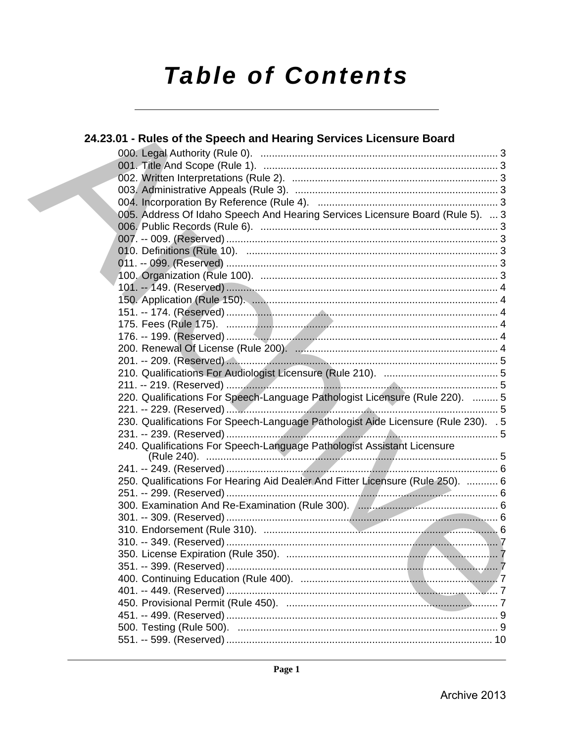# Table of Contents

## 24.23.01 - Rules of the Speech and Hearing Services Licensure Board

000. Legal Authority (Rule 0). ... 3
001. Title And Scope (Rule 1). ... 3
002. Written Interpretations (Rule 2). ... 3
003. Administrative Appeals (Rule 3). ... 3
004. Incorporation By Reference (Rule 4). ... 3
005. Address Of Idaho Speech And Hearing Services Licensure Board (Rule 5). ... 3
006. Public Records (Rule 6). ... 3
007. -- 009. (Reserved) ... 3
010. Definitions (Rule 10). ... 3
011. -- 099. (Reserved) ... 3
100. Organization (Rule 100). ... 3
101. -- 149. (Reserved) ... 4
150. Application (Rule 150). ... 4
151. -- 174. (Reserved) ... 4
175. Fees (Rule 175). ... 4
176. -- 199. (Reserved) ... 4
200. Renewal Of License (Rule 200). ... 4
201. -- 209. (Reserved) ... 5
210. Qualifications For Audiologist Licensure (Rule 210). ... 5
211. -- 219. (Reserved) ... 5
220. Qualifications For Speech-Language Pathologist Licensure (Rule 220). ... 5
221. -- 229. (Reserved) ... 5
230. Qualifications For Speech-Language Pathologist Aide Licensure (Rule 230). ... 5
231. -- 239. (Reserved) ... 5
240. Qualifications For Speech-Language Pathologist Assistant Licensure (Rule 240). ... 5
241. -- 249. (Reserved) ... 6
250. Qualifications For Hearing Aid Dealer And Fitter Licensure (Rule 250). ... 6
251. -- 299. (Reserved) ... 6
300. Examination And Re-Examination (Rule 300). ... 6
301. -- 309. (Reserved) ... 6
310. Endorsement (Rule 310). ... 6
310. -- 349. (Reserved) ... 7
350. License Expiration (Rule 350). ... 7
351. -- 399. (Reserved) ... 7
400. Continuing Education (Rule 400). ... 7
401. -- 449. (Reserved) ... 7
450. Provisional Permit (Rule 450). ... 7
451. -- 499. (Reserved) ... 9
500. Testing (Rule 500). ... 9
551. -- 599. (Reserved) ... 10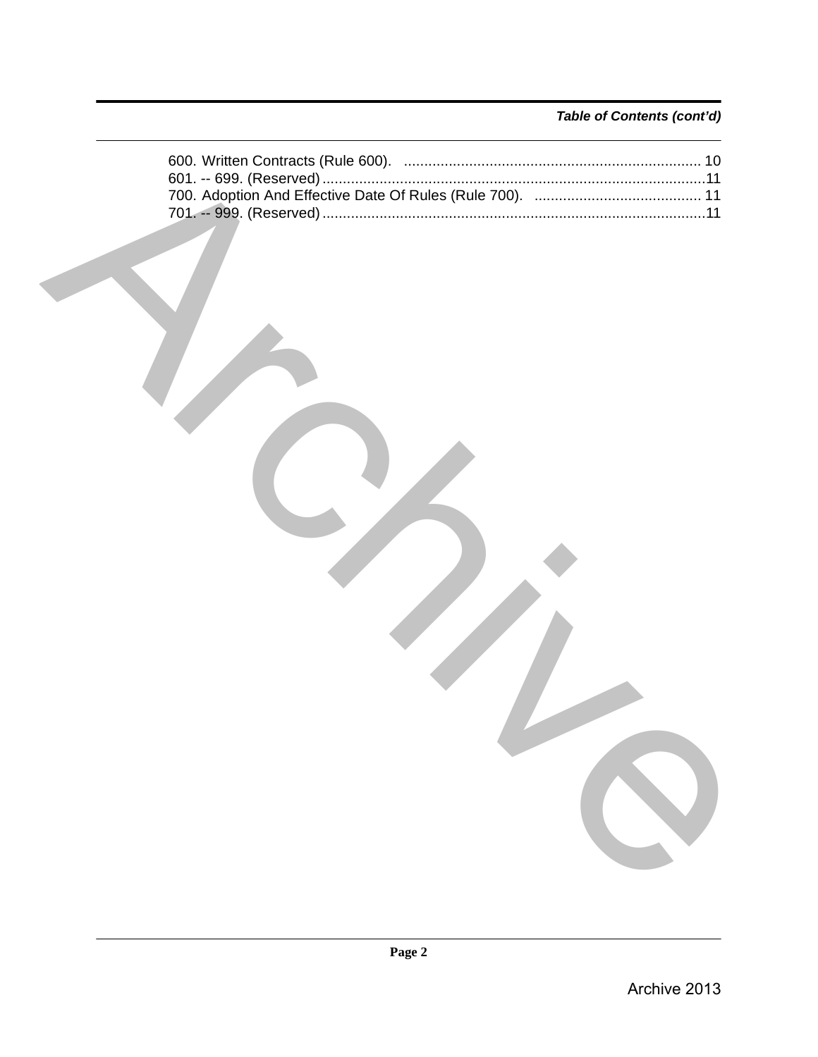*Table of Contents (cont'd)*

600. Written Contracts (Rule 600). ........................................................................ 10
601. -- 699. (Reserved) ............................................................................................11
700. Adoption And Effective Date Of Rules (Rule 700). ......................................... 11
701. -- 999. (Reserved) ............................................................................................11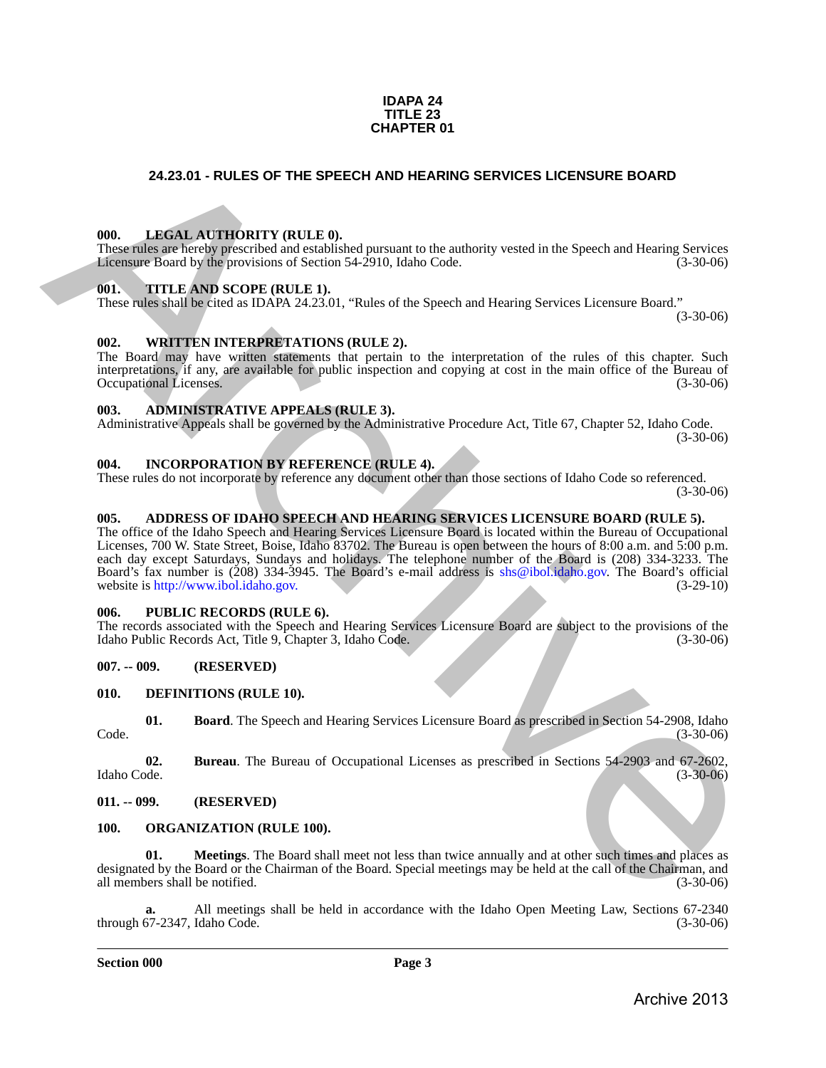# IDAPA 24
# TITLE 23
# CHAPTER 01

## 24.23.01 - RULES OF THE SPEECH AND HEARING SERVICES LICENSURE BOARD

### 000. LEGAL AUTHORITY (RULE 0).

These rules are hereby prescribed and established pursuant to the authority vested in the Speech and Hearing Services Licensure Board by the provisions of Section 54-2910, Idaho Code. (3-30-06)

### 001. TITLE AND SCOPE (RULE 1).

These rules shall be cited as IDAPA 24.23.01, "Rules of the Speech and Hearing Services Licensure Board." (3-30-06)

### 002. WRITTEN INTERPRETATIONS (RULE 2).

The Board may have written statements that pertain to the interpretation of the rules of this chapter. Such interpretations, if any, are available for public inspection and copying at cost in the main office of the Bureau of Occupational Licenses. (3-30-06)

### 003. ADMINISTRATIVE APPEALS (RULE 3).

Administrative Appeals shall be governed by the Administrative Procedure Act, Title 67, Chapter 52, Idaho Code. (3-30-06)

### 004. INCORPORATION BY REFERENCE (RULE 4).

These rules do not incorporate by reference any document other than those sections of Idaho Code so referenced. (3-30-06)

### 005. ADDRESS OF IDAHO SPEECH AND HEARING SERVICES LICENSURE BOARD (RULE 5).

The office of the Idaho Speech and Hearing Services Licensure Board is located within the Bureau of Occupational Licenses, 700 W. State Street, Boise, Idaho 83702. The Bureau is open between the hours of 8:00 a.m. and 5:00 p.m. each day except Saturdays, Sundays and holidays. The telephone number of the Board is (208) 334-3233. The Board's fax number is (208) 334-3945. The Board's e-mail address is shs@ibol.idaho.gov. The Board's official website is http://www.ibol.idaho.gov. (3-29-10)

### 006. PUBLIC RECORDS (RULE 6).

The records associated with the Speech and Hearing Services Licensure Board are subject to the provisions of the Idaho Public Records Act, Title 9, Chapter 3, Idaho Code. (3-30-06)

### 007. -- 009. (RESERVED)

### 010. DEFINITIONS (RULE 10).

**01. Board**. The Speech and Hearing Services Licensure Board as prescribed in Section 54-2908, Idaho Code. (3-30-06)

**02. Bureau**. The Bureau of Occupational Licenses as prescribed in Sections 54-2903 and 67-2602, Idaho Code. (3-30-06)

### 011. -- 099. (RESERVED)

### 100. ORGANIZATION (RULE 100).

**01. Meetings**. The Board shall meet not less than twice annually and at other such times and places as designated by the Board or the Chairman of the Board. Special meetings may be held at the call of the Chairman, and all members shall be notified. (3-30-06)

**a.** All meetings shall be held in accordance with the Idaho Open Meeting Law, Sections 67-2340 through 67-2347, Idaho Code. (3-30-06)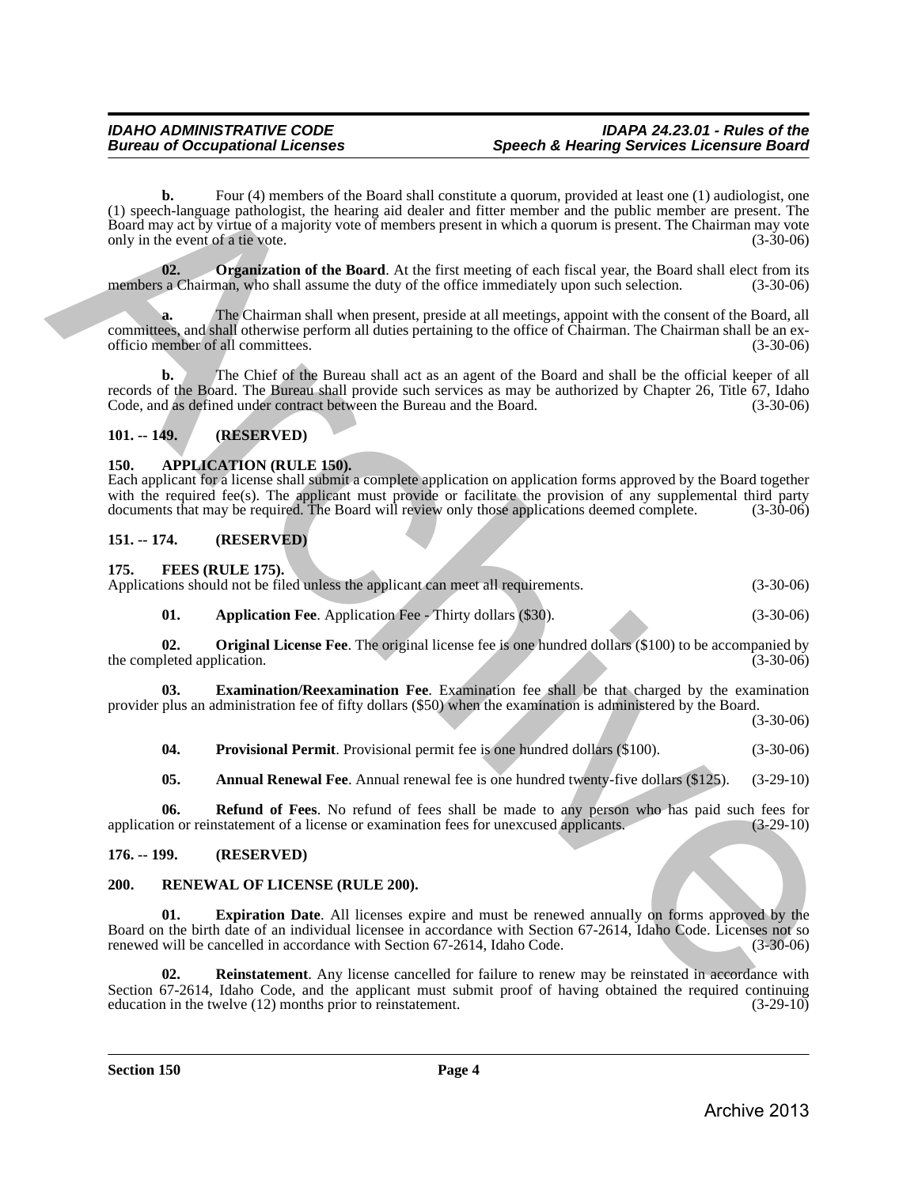**b.** Four (4) members of the Board shall constitute a quorum, provided at least one (1) audiologist, one (1) speech-language pathologist, the hearing aid dealer and fitter member and the public member are present. The Board may act by virtue of a majority vote of members present in which a quorum is present. The Chairman may vote only in the event of a tie vote. (3-30-06)

**02. Organization of the Board**. At the first meeting of each fiscal year, the Board shall elect from its members a Chairman, who shall assume the duty of the office immediately upon such selection. (3-30-06)

**a.** The Chairman shall when present, preside at all meetings, appoint with the consent of the Board, all committees, and shall otherwise perform all duties pertaining to the office of Chairman. The Chairman shall be an ex-officio member of all committees. (3-30-06)

**b.** The Chief of the Bureau shall act as an agent of the Board and shall be the official keeper of all records of the Board. The Bureau shall provide such services as may be authorized by Chapter 26, Title 67, Idaho Code, and as defined under contract between the Bureau and the Board. (3-30-06)

**101. -- 149. (RESERVED)**

**150. APPLICATION (RULE 150).**

Each applicant for a license shall submit a complete application on application forms approved by the Board together with the required fee(s). The applicant must provide or facilitate the provision of any supplemental third party documents that may be required. The Board will review only those applications deemed complete. (3-30-06)

**151. -- 174. (RESERVED)**

**175. FEES (RULE 175).**

Applications should not be filed unless the applicant can meet all requirements. (3-30-06)

**01. Application Fee**. Application Fee - Thirty dollars ($30). (3-30-06)

**02. Original License Fee**. The original license fee is one hundred dollars ($100) to be accompanied by the completed application. (3-30-06)

**03. Examination/Reexamination Fee**. Examination fee shall be that charged by the examination provider plus an administration fee of fifty dollars ($50) when the examination is administered by the Board. (3-30-06)

**04. Provisional Permit**. Provisional permit fee is one hundred dollars ($100). (3-30-06)

**05. Annual Renewal Fee**. Annual renewal fee is one hundred twenty-five dollars ($125). (3-29-10)

**06. Refund of Fees**. No refund of fees shall be made to any person who has paid such fees for application or reinstatement of a license or examination fees for unexcused applicants. (3-29-10)

**176. -- 199. (RESERVED)**

**200. RENEWAL OF LICENSE (RULE 200).**

**01. Expiration Date**. All licenses expire and must be renewed annually on forms approved by the Board on the birth date of an individual licensee in accordance with Section 67-2614, Idaho Code. Licenses not so renewed will be cancelled in accordance with Section 67-2614, Idaho Code. (3-30-06)

**02. Reinstatement**. Any license cancelled for failure to renew may be reinstated in accordance with Section 67-2614, Idaho Code, and the applicant must submit proof of having obtained the required continuing education in the twelve (12) months prior to reinstatement. (3-29-10)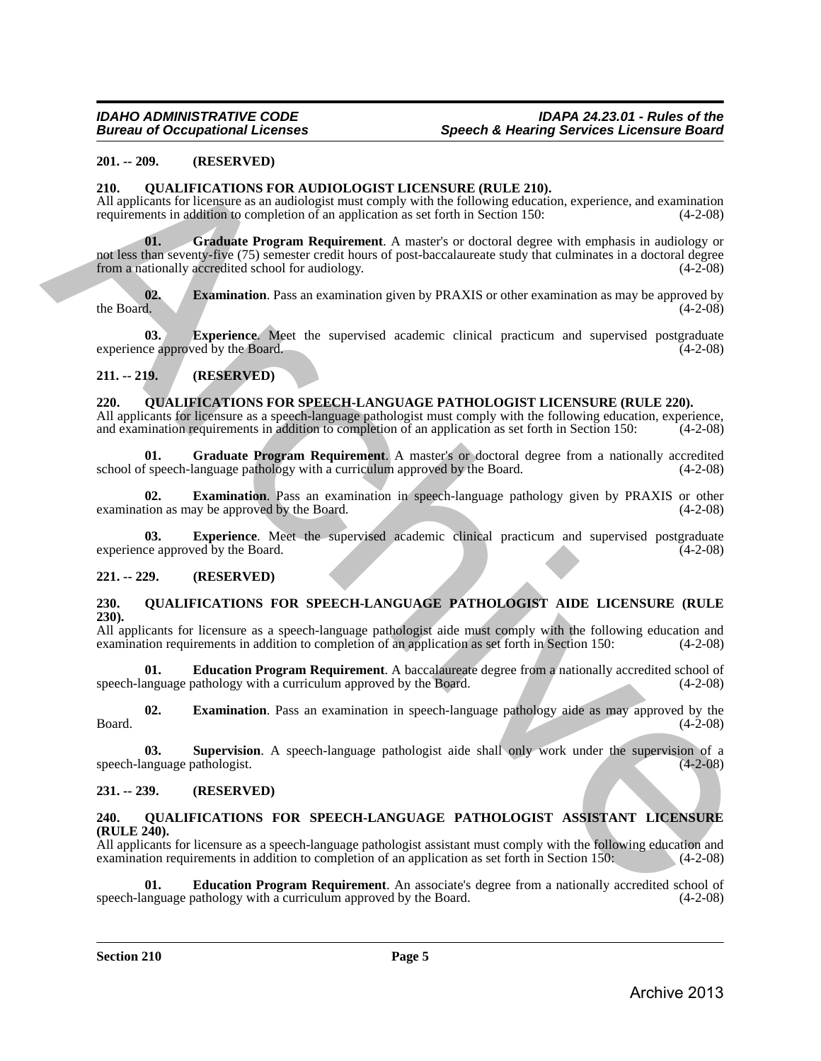**201. -- 209. (RESERVED)**

**210. QUALIFICATIONS FOR AUDIOLOGIST LICENSURE (RULE 210).**

All applicants for licensure as an audiologist must comply with the following education, experience, and examination requirements in addition to completion of an application as set forth in Section 150: (4-2-08)

**01. Graduate Program Requirement**. A master's or doctoral degree with emphasis in audiology or not less than seventy-five (75) semester credit hours of post-baccalaureate study that culminates in a doctoral degree from a nationally accredited school for audiology. (4-2-08)

**02. Examination**. Pass an examination given by PRAXIS or other examination as may be approved by the Board. (4-2-08)

**03. Experience**. Meet the supervised academic clinical practicum and supervised postgraduate experience approved by the Board. (4-2-08)

**211. -- 219. (RESERVED)**

**220. QUALIFICATIONS FOR SPEECH-LANGUAGE PATHOLOGIST LICENSURE (RULE 220).**

All applicants for licensure as a speech-language pathologist must comply with the following education, experience, and examination requirements in addition to completion of an application as set forth in Section 150: (4-2-08)

**01. Graduate Program Requirement**. A master's or doctoral degree from a nationally accredited school of speech-language pathology with a curriculum approved by the Board. (4-2-08)

**02. Examination**. Pass an examination in speech-language pathology given by PRAXIS or other examination as may be approved by the Board. (4-2-08)

**03. Experience**. Meet the supervised academic clinical practicum and supervised postgraduate experience approved by the Board. (4-2-08)

**221. -- 229. (RESERVED)**

**230. QUALIFICATIONS FOR SPEECH-LANGUAGE PATHOLOGIST AIDE LICENSURE (RULE 230).**

All applicants for licensure as a speech-language pathologist aide must comply with the following education and examination requirements in addition to completion of an application as set forth in Section 150: (4-2-08)

**01. Education Program Requirement**. A baccalaureate degree from a nationally accredited school of speech-language pathology with a curriculum approved by the Board. (4-2-08)

**02. Examination**. Pass an examination in speech-language pathology aide as may approved by the Board. (4-2-08)

**03. Supervision**. A speech-language pathologist aide shall only work under the supervision of a speech-language pathologist. (4-2-08)

**231. -- 239. (RESERVED)**

**240. QUALIFICATIONS FOR SPEECH-LANGUAGE PATHOLOGIST ASSISTANT LICENSURE (RULE 240).**

All applicants for licensure as a speech-language pathologist assistant must comply with the following education and examination requirements in addition to completion of an application as set forth in Section 150: (4-2-08)

**01. Education Program Requirement**. An associate's degree from a nationally accredited school of speech-language pathology with a curriculum approved by the Board. (4-2-08)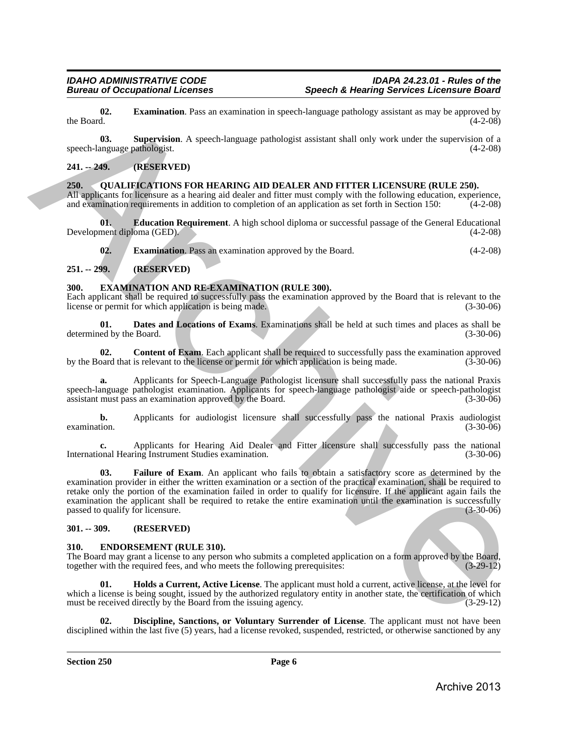**02. Examination**. Pass an examination in speech-language pathology assistant as may be approved by the Board. (4-2-08)

**03. Supervision**. A speech-language pathologist assistant shall only work under the supervision of a speech-language pathologist. (4-2-08)

**241. -- 249. (RESERVED)**

**250. QUALIFICATIONS FOR HEARING AID DEALER AND FITTER LICENSURE (RULE 250).**

All applicants for licensure as a hearing aid dealer and fitter must comply with the following education, experience, and examination requirements in addition to completion of an application as set forth in Section 150: (4-2-08)

**01. Education Requirement**. A high school diploma or successful passage of the General Educational Development diploma (GED). (4-2-08)

**02. Examination**. Pass an examination approved by the Board. (4-2-08)

**251. -- 299. (RESERVED)**

**300. EXAMINATION AND RE-EXAMINATION (RULE 300).**

Each applicant shall be required to successfully pass the examination approved by the Board that is relevant to the license or permit for which application is being made. (3-30-06)

**01. Dates and Locations of Exams**. Examinations shall be held at such times and places as shall be determined by the Board. (3-30-06)

**02. Content of Exam**. Each applicant shall be required to successfully pass the examination approved by the Board that is relevant to the license or permit for which application is being made. (3-30-06)

**a.** Applicants for Speech-Language Pathologist licensure shall successfully pass the national Praxis speech-language pathologist examination. Applicants for speech-language pathologist aide or speech-pathologist assistant must pass an examination approved by the Board. (3-30-06)

**b.** Applicants for audiologist licensure shall successfully pass the national Praxis audiologist examination. (3-30-06)

**c.** Applicants for Hearing Aid Dealer and Fitter licensure shall successfully pass the national International Hearing Instrument Studies examination. (3-30-06)

**03. Failure of Exam**. An applicant who fails to obtain a satisfactory score as determined by the examination provider in either the written examination or a section of the practical examination, shall be required to retake only the portion of the examination failed in order to qualify for licensure. If the applicant again fails the examination the applicant shall be required to retake the entire examination until the examination is successfully passed to qualify for licensure. (3-30-06)

**301. -- 309. (RESERVED)**

**310. ENDORSEMENT (RULE 310).**

The Board may grant a license to any person who submits a completed application on a form approved by the Board, together with the required fees, and who meets the following prerequisites: (3-29-12)

**01. Holds a Current, Active License**. The applicant must hold a current, active license, at the level for which a license is being sought, issued by the authorized regulatory entity in another state, the certification of which must be received directly by the Board from the issuing agency. (3-29-12)

**02. Discipline, Sanctions, or Voluntary Surrender of License**. The applicant must not have been disciplined within the last five (5) years, had a license revoked, suspended, restricted, or otherwise sanctioned by any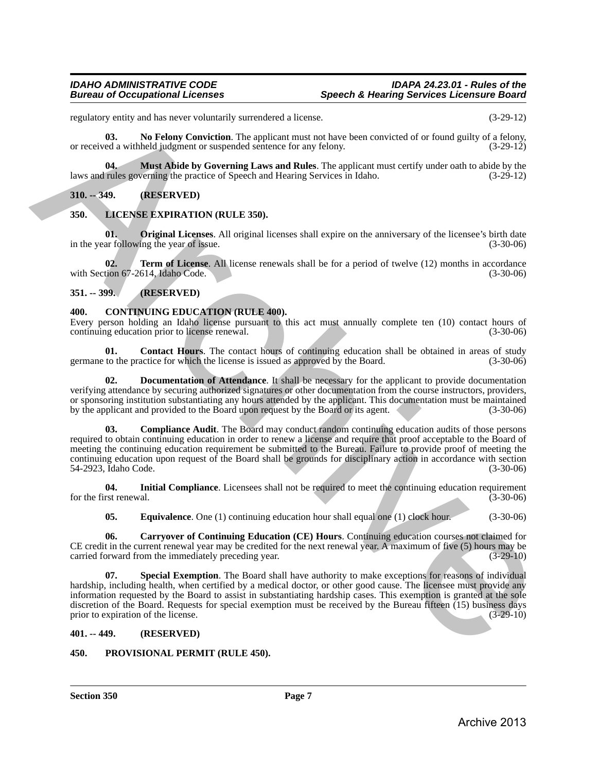regulatory entity and has never voluntarily surrendered a license. (3-29-12)

**03. No Felony Conviction**. The applicant must not have been convicted of or found guilty of a felony, or received a withheld judgment or suspended sentence for any felony. (3-29-12)

**04. Must Abide by Governing Laws and Rules**. The applicant must certify under oath to abide by the laws and rules governing the practice of Speech and Hearing Services in Idaho. (3-29-12)

## 310. -- 349. (RESERVED)

## 350. LICENSE EXPIRATION (RULE 350).

**01. Original Licenses**. All original licenses shall expire on the anniversary of the licensee's birth date in the year following the year of issue. (3-30-06)

**02. Term of License**. All license renewals shall be for a period of twelve (12) months in accordance with Section 67-2614, Idaho Code. (3-30-06)

## 351. -- 399. (RESERVED)

## 400. CONTINUING EDUCATION (RULE 400).

Every person holding an Idaho license pursuant to this act must annually complete ten (10) contact hours of continuing education prior to license renewal. (3-30-06)

**01. Contact Hours**. The contact hours of continuing education shall be obtained in areas of study germane to the practice for which the license is issued as approved by the Board. (3-30-06)

**02. Documentation of Attendance**. It shall be necessary for the applicant to provide documentation verifying attendance by securing authorized signatures or other documentation from the course instructors, providers, or sponsoring institution substantiating any hours attended by the applicant. This documentation must be maintained by the applicant and provided to the Board upon request by the Board or its agent. (3-30-06)

**03. Compliance Audit**. The Board may conduct random continuing education audits of those persons required to obtain continuing education in order to renew a license and require that proof acceptable to the Board of meeting the continuing education requirement be submitted to the Bureau. Failure to provide proof of meeting the continuing education upon request of the Board shall be grounds for disciplinary action in accordance with section 54-2923, Idaho Code. (3-30-06)

**04. Initial Compliance**. Licensees shall not be required to meet the continuing education requirement for the first renewal. (3-30-06)

**05. Equivalence**. One (1) continuing education hour shall equal one (1) clock hour. (3-30-06)

**06. Carryover of Continuing Education (CE) Hours**. Continuing education courses not claimed for CE credit in the current renewal year may be credited for the next renewal year. A maximum of five (5) hours may be carried forward from the immediately preceding year. (3-29-10)

**07. Special Exemption**. The Board shall have authority to make exceptions for reasons of individual hardship, including health, when certified by a medical doctor, or other good cause. The licensee must provide any information requested by the Board to assist in substantiating hardship cases. This exemption is granted at the sole discretion of the Board. Requests for special exemption must be received by the Bureau fifteen (15) business days prior to expiration of the license. (3-29-10)

## 401. -- 449. (RESERVED)

## 450. PROVISIONAL PERMIT (RULE 450).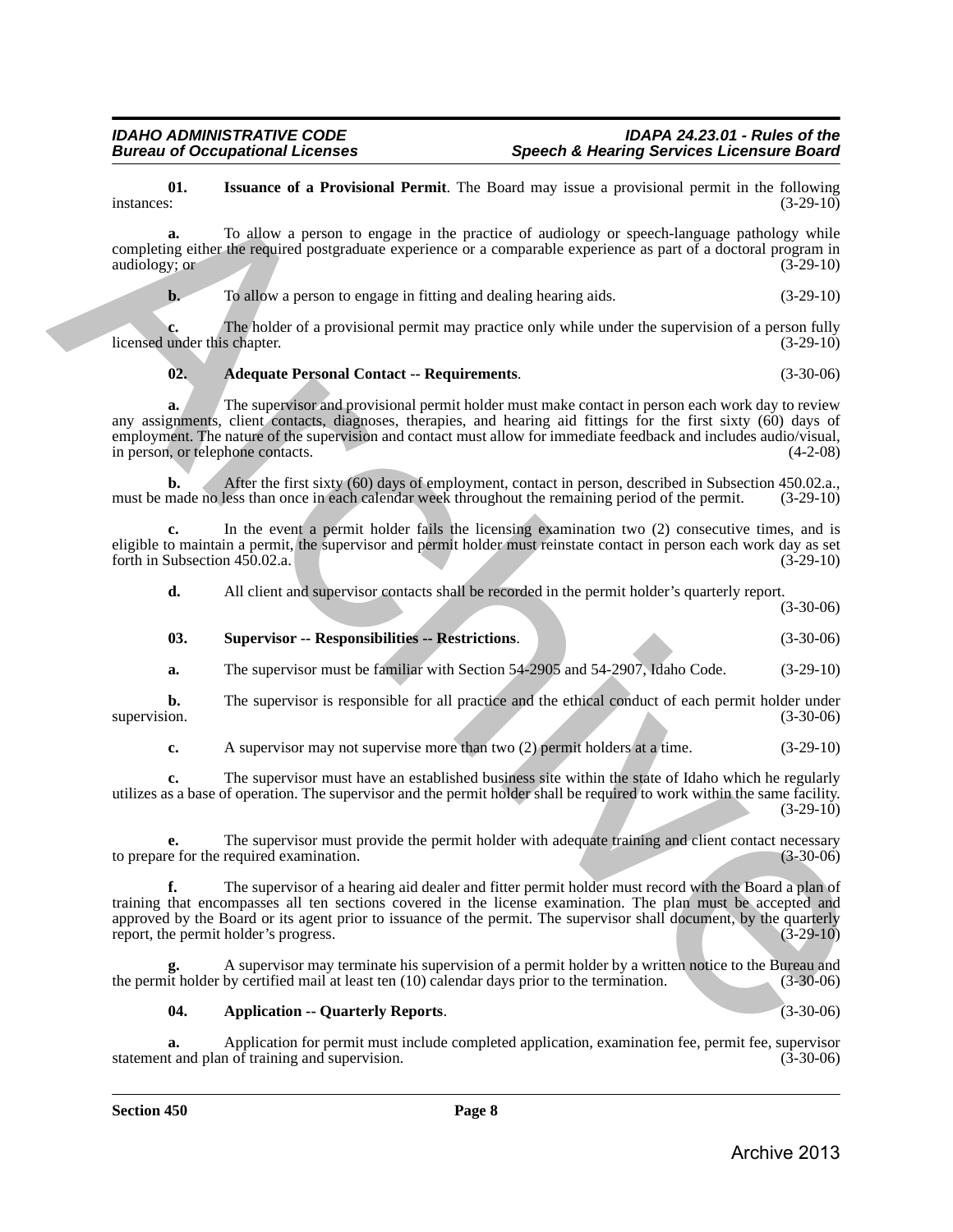**01. Issuance of a Provisional Permit**. The Board may issue a provisional permit in the following instances: (3-29-10)

**a.** To allow a person to engage in the practice of audiology or speech-language pathology while completing either the required postgraduate experience or a comparable experience as part of a doctoral program in audiology; or (3-29-10)

**b.** To allow a person to engage in fitting and dealing hearing aids. (3-29-10)

**c.** The holder of a provisional permit may practice only while under the supervision of a person fully licensed under this chapter. (3-29-10)

**02. Adequate Personal Contact -- Requirements**. (3-30-06)

**a.** The supervisor and provisional permit holder must make contact in person each work day to review any assignments, client contacts, diagnoses, therapies, and hearing aid fittings for the first sixty (60) days of employment. The nature of the supervision and contact must allow for immediate feedback and includes audio/visual, in person, or telephone contacts. (4-2-08)

**b.** After the first sixty (60) days of employment, contact in person, described in Subsection 450.02.a., must be made no less than once in each calendar week throughout the remaining period of the permit. (3-29-10)

**c.** In the event a permit holder fails the licensing examination two (2) consecutive times, and is eligible to maintain a permit, the supervisor and permit holder must reinstate contact in person each work day as set forth in Subsection 450.02.a. (3-29-10)

**d.** All client and supervisor contacts shall be recorded in the permit holder's quarterly report. (3-30-06)

**03. Supervisor -- Responsibilities -- Restrictions**. (3-30-06)

**a.** The supervisor must be familiar with Section 54-2905 and 54-2907, Idaho Code. (3-29-10)

**b.** The supervisor is responsible for all practice and the ethical conduct of each permit holder under supervision. (3-30-06)

**c.** A supervisor may not supervise more than two (2) permit holders at a time. (3-29-10)

**c.** The supervisor must have an established business site within the state of Idaho which he regularly utilizes as a base of operation. The supervisor and the permit holder shall be required to work within the same facility. (3-29-10)

**e.** The supervisor must provide the permit holder with adequate training and client contact necessary to prepare for the required examination. (3-30-06)

**f.** The supervisor of a hearing aid dealer and fitter permit holder must record with the Board a plan of training that encompasses all ten sections covered in the license examination. The plan must be accepted and approved by the Board or its agent prior to issuance of the permit. The supervisor shall document, by the quarterly report, the permit holder's progress. (3-29-10)

**g.** A supervisor may terminate his supervision of a permit holder by a written notice to the Bureau and the permit holder by certified mail at least ten (10) calendar days prior to the termination. (3-30-06)

**04. Application -- Quarterly Reports**. (3-30-06)

**a.** Application for permit must include completed application, examination fee, permit fee, supervisor statement and plan of training and supervision. (3-30-06)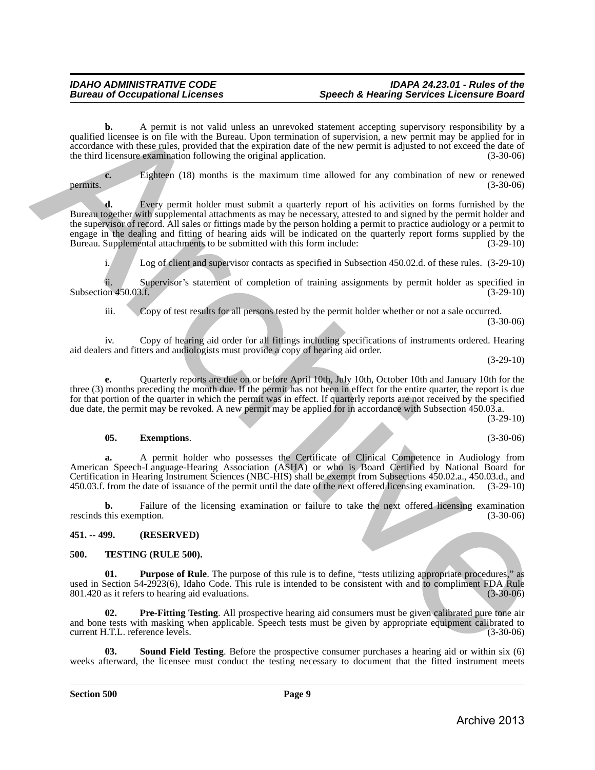**b.** A permit is not valid unless an unrevoked statement accepting supervisory responsibility by a qualified licensee is on file with the Bureau. Upon termination of supervision, a new permit may be applied for in accordance with these rules, provided that the expiration date of the new permit is adjusted to not exceed the date of the third licensure examination following the original application. (3-30-06)

**c.** Eighteen (18) months is the maximum time allowed for any combination of new or renewed permits. (3-30-06)

**d.** Every permit holder must submit a quarterly report of his activities on forms furnished by the Bureau together with supplemental attachments as may be necessary, attested to and signed by the permit holder and the supervisor of record. All sales or fittings made by the person holding a permit to practice audiology or a permit to engage in the dealing and fitting of hearing aids will be indicated on the quarterly report forms supplied by the Bureau. Supplemental attachments to be submitted with this form include: (3-29-10)

i. Log of client and supervisor contacts as specified in Subsection 450.02.d. of these rules. (3-29-10)

ii. Supervisor's statement of completion of training assignments by permit holder as specified in Subsection 450.03.f. (3-29-10)

iii. Copy of test results for all persons tested by the permit holder whether or not a sale occurred. (3-30-06)

iv. Copy of hearing aid order for all fittings including specifications of instruments ordered. Hearing aid dealers and fitters and audiologists must provide a copy of hearing aid order. (3-29-10)

**e.** Quarterly reports are due on or before April 10th, July 10th, October 10th and January 10th for the three (3) months preceding the month due. If the permit has not been in effect for the entire quarter, the report is due for that portion of the quarter in which the permit was in effect. If quarterly reports are not received by the specified due date, the permit may be revoked. A new permit may be applied for in accordance with Subsection 450.03.a. (3-29-10)

**05. Exemptions**. (3-30-06)

**a.** A permit holder who possesses the Certificate of Clinical Competence in Audiology from American Speech-Language-Hearing Association (ASHA) or who is Board Certified by National Board for Certification in Hearing Instrument Sciences (NBC-HIS) shall be exempt from Subsections 450.02.a., 450.03.d., and 450.03.f. from the date of issuance of the permit until the date of the next offered licensing examination. (3-29-10)

**b.** Failure of the licensing examination or failure to take the next offered licensing examination rescinds this exemption. (3-30-06)

**451. -- 499. (RESERVED)**

**500. TESTING (RULE 500).**

**01. Purpose of Rule**. The purpose of this rule is to define, "tests utilizing appropriate procedures," as used in Section 54-2923(6), Idaho Code. This rule is intended to be consistent with and to compliment FDA Rule 801.420 as it refers to hearing aid evaluations. (3-30-06)

**02. Pre-Fitting Testing**. All prospective hearing aid consumers must be given calibrated pure tone air and bone tests with masking when applicable. Speech tests must be given by appropriate equipment calibrated to current H.T.L. reference levels. (3-30-06)

**03. Sound Field Testing**. Before the prospective consumer purchases a hearing aid or within six (6) weeks afterward, the licensee must conduct the testing necessary to document that the fitted instrument meets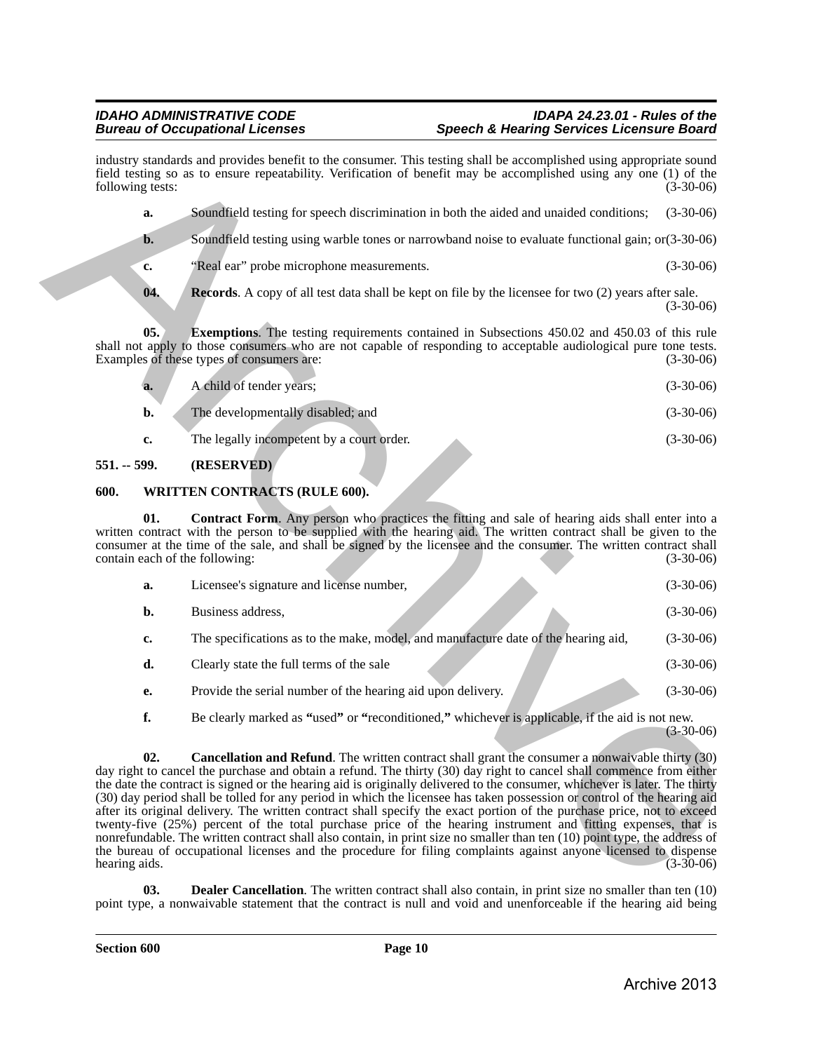industry standards and provides benefit to the consumer. This testing shall be accomplished using appropriate sound field testing so as to ensure repeatability. Verification of benefit may be accomplished using any one (1) of the following tests: (3-30-06)

**a.** Soundfield testing for speech discrimination in both the aided and unaided conditions; (3-30-06)

**b.** Soundfield testing using warble tones or narrowband noise to evaluate functional gain; or (3-30-06)

**c.** "Real ear" probe microphone measurements. (3-30-06)

**04. Records**. A copy of all test data shall be kept on file by the licensee for two (2) years after sale. (3-30-06)

**05. Exemptions**. The testing requirements contained in Subsections 450.02 and 450.03 of this rule shall not apply to those consumers who are not capable of responding to acceptable audiological pure tone tests. Examples of these types of consumers are: (3-30-06)

**a.** A child of tender years; (3-30-06)

**b.** The developmentally disabled; and (3-30-06)

**c.** The legally incompetent by a court order. (3-30-06)

**551. -- 599. (RESERVED)**

**600. WRITTEN CONTRACTS (RULE 600).**

**01. Contract Form**. Any person who practices the fitting and sale of hearing aids shall enter into a written contract with the person to be supplied with the hearing aid. The written contract shall be given to the consumer at the time of the sale, and shall be signed by the licensee and the consumer. The written contract shall contain each of the following: (3-30-06)

**a.** Licensee's signature and license number, (3-30-06)

**b.** Business address, (3-30-06)

**c.** The specifications as to the make, model, and manufacture date of the hearing aid, (3-30-06)

**d.** Clearly state the full terms of the sale (3-30-06)

**e.** Provide the serial number of the hearing aid upon delivery. (3-30-06)

**f.** Be clearly marked as **"**used**"** or **"**reconditioned,**"** whichever is applicable, if the aid is not new. (3-30-06)

**02. Cancellation and Refund**. The written contract shall grant the consumer a nonwaivable thirty (30) day right to cancel the purchase and obtain a refund. The thirty (30) day right to cancel shall commence from either the date the contract is signed or the hearing aid is originally delivered to the consumer, whichever is later. The thirty (30) day period shall be tolled for any period in which the licensee has taken possession or control of the hearing aid after its original delivery. The written contract shall specify the exact portion of the purchase price, not to exceed twenty-five (25%) percent of the total purchase price of the hearing instrument and fitting expenses, that is nonrefundable. The written contract shall also contain, in print size no smaller than ten (10) point type, the address of the bureau of occupational licenses and the procedure for filing complaints against anyone licensed to dispense hearing aids. (3-30-06)

**03. Dealer Cancellation**. The written contract shall also contain, in print size no smaller than ten (10) point type, a nonwaivable statement that the contract is null and void and unenforceable if the hearing aid being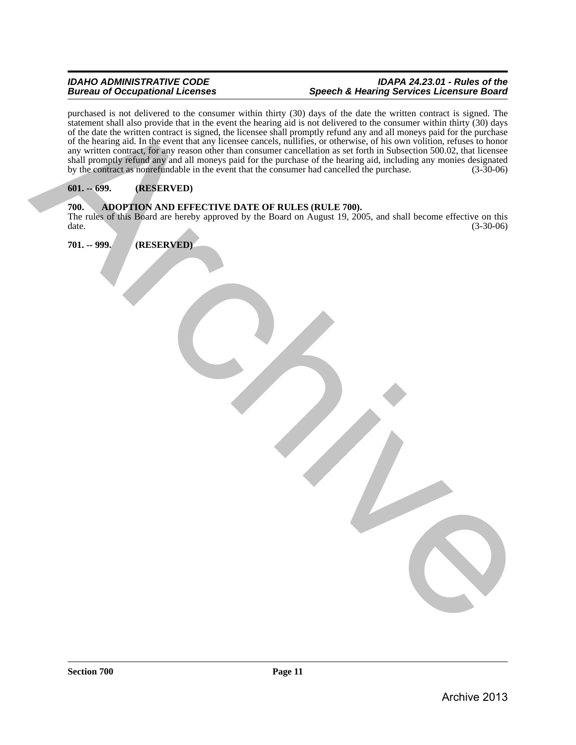purchased is not delivered to the consumer within thirty (30) days of the date the written contract is signed. The statement shall also provide that in the event the hearing aid is not delivered to the consumer within thirty (30) days of the date the written contract is signed, the licensee shall promptly refund any and all moneys paid for the purchase of the hearing aid. In the event that any licensee cancels, nullifies, or otherwise, of his own volition, refuses to honor any written contract, for any reason other than consumer cancellation as set forth in Subsection 500.02, that licensee shall promptly refund any and all moneys paid for the purchase of the hearing aid, including any monies designated by the contract as nonrefundable in the event that the consumer had cancelled the purchase. (3-30-06)

**601. -- 699. (RESERVED)**

**700. ADOPTION AND EFFECTIVE DATE OF RULES (RULE 700).**

The rules of this Board are hereby approved by the Board on August 19, 2005, and shall become effective on this date. (3-30-06)

**701. -- 999. (RESERVED)**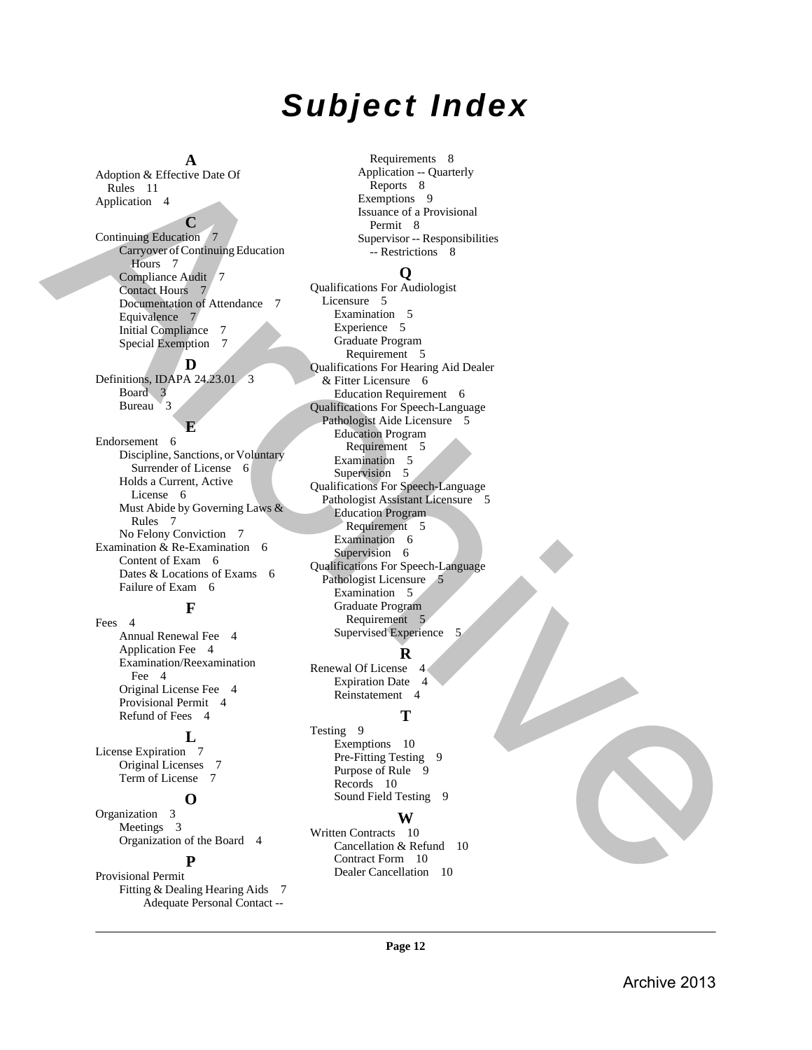# Subject Index

**A**

Adoption & Effective Date Of Rules 11
Application 4

**C**

Continuing Education 7
- Carryover of Continuing Education Hours 7
- Compliance Audit 7
- Contact Hours 7
- Documentation of Attendance 7
- Equivalence 7
- Initial Compliance 7
- Special Exemption 7

**D**

Definitions, IDAPA 24.23.01 3
- Board 3
- Bureau 3

**E**

Endorsement 6
- Discipline, Sanctions, or Voluntary Surrender of License 6
- Holds a Current, Active License 6
- Must Abide by Governing Laws & Rules 7
- No Felony Conviction 7

Examination & Re-Examination 6
- Content of Exam 6
- Dates & Locations of Exams 6
- Failure of Exam 6

**F**

Fees 4
- Annual Renewal Fee 4
- Application Fee 4
- Examination/Reexamination Fee 4
- Original License Fee 4
- Provisional Permit 4
- Refund of Fees 4

**L**

License Expiration 7
- Original Licenses 7
- Term of License 7

**O**

Organization 3
- Meetings 3
- Organization of the Board 4

**P**

Provisional Permit
- Fitting & Dealing Hearing Aids 7
  - Adequate Personal Contact -- Requirements 8
  - Application -- Quarterly Reports 8
  - Exemptions 9
  - Issuance of a Provisional Permit 8
  - Supervisor -- Responsibilities -- Restrictions 8

**Q**

Qualifications For Audiologist Licensure 5
- Examination 5
- Experience 5
- Graduate Program Requirement 5

Qualifications For Hearing Aid Dealer & Fitter Licensure 6
- Education Requirement 6

Qualifications For Speech-Language Pathologist Aide Licensure 5
- Education Program Requirement 5
- Examination 5
- Supervision 5

Qualifications For Speech-Language Pathologist Assistant Licensure 5
- Education Program Requirement 5
- Examination 6
- Supervision 6

Qualifications For Speech-Language Pathologist Licensure 5
- Examination 5
- Graduate Program Requirement 5
- Supervised Experience 5

**R**

Renewal Of License 4
- Expiration Date 4
- Reinstatement 4

**T**

Testing 9
- Exemptions 10
- Pre-Fitting Testing 9
- Purpose of Rule 9
- Records 10
- Sound Field Testing 9

**W**

Written Contracts 10
- Cancellation & Refund 10
- Contract Form 10
- Dealer Cancellation 10